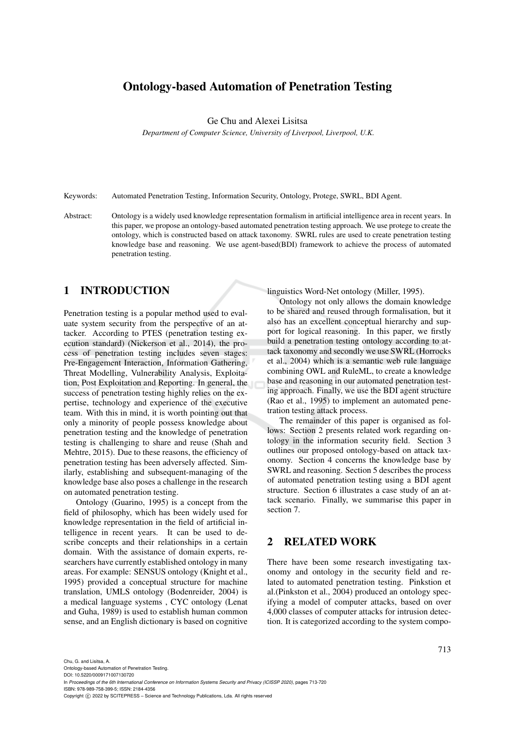# Ontology-based Automation of Penetration Testing

Ge Chu and Alexei Lisitsa

*Department of Computer Science, University of Liverpool, Liverpool, U.K.*

Keywords: Automated Penetration Testing, Information Security, Ontology, Protege, SWRL, BDI Agent.

Abstract: Ontology is a widely used knowledge representation formalism in artificial intelligence area in recent years. In this paper, we propose an ontology-based automated penetration testing approach. We use protege to create the ontology, which is constructed based on attack taxonomy. SWRL rules are used to create penetration testing knowledge base and reasoning. We use agent-based(BDI) framework to achieve the process of automated penetration testing.

## 1 INTRODUCTION

Penetration testing is a popular method used to evaluate system security from the perspective of an attacker. According to PTES (penetration testing execution standard) (Nickerson et al., 2014), the process of penetration testing includes seven stages: Pre-Engagement Interaction, Information Gathering, Threat Modelling, Vulnerability Analysis, Exploitation, Post Exploitation and Reporting. In general, the success of penetration testing highly relies on the expertise, technology and experience of the executive team. With this in mind, it is worth pointing out that only a minority of people possess knowledge about penetration testing and the knowledge of penetration testing is challenging to share and reuse (Shah and Mehtre, 2015). Due to these reasons, the efficiency of penetration testing has been adversely affected. Similarly, establishing and subsequent-managing of the knowledge base also poses a challenge in the research on automated penetration testing.

Ontology (Guarino, 1995) is a concept from the field of philosophy, which has been widely used for knowledge representation in the field of artificial intelligence in recent years. It can be used to describe concepts and their relationships in a certain domain. With the assistance of domain experts, researchers have currently established ontology in many areas. For example: SENSUS ontology (Knight et al., 1995) provided a conceptual structure for machine translation, UMLS ontology (Bodenreider, 2004) is a medical language systems , CYC ontology (Lenat and Guha, 1989) is used to establish human common sense, and an English dictionary is based on cognitive linguistics Word-Net ontology (Miller, 1995).

Ontology not only allows the domain knowledge to be shared and reused through formalisation, but it also has an excellent conceptual hierarchy and support for logical reasoning. In this paper, we firstly build a penetration testing ontology according to attack taxonomy and secondly we use SWRL (Horrocks et al., 2004) which is a semantic web rule language combining OWL and RuleML, to create a knowledge base and reasoning in our automated penetration testing approach. Finally, we use the BDI agent structure (Rao et al., 1995) to implement an automated penetration testing attack process.

The remainder of this paper is organised as follows: Section 2 presents related work regarding ontology in the information security field. Section 3 outlines our proposed ontology-based on attack taxonomy. Section 4 concerns the knowledge base by SWRL and reasoning. Section 5 describes the process of automated penetration testing using a BDI agent structure. Section 6 illustrates a case study of an attack scenario. Finally, we summarise this paper in section 7.

## 2 RELATED WORK

There have been some research investigating taxonomy and ontology in the security field and related to automated penetration testing. Pinkstion et al.(Pinkston et al., 2004) produced an ontology specifying a model of computer attacks, based on over 4,000 classes of computer attacks for intrusion detection. It is categorized according to the system compo-

Chu, G. and Lisitsa, A.
Ontology-based Automation of Penetration Testing.
DOI: 10.5220/0009171007130720
In *Proceedings of the 6th International Conference on Information Systems Security and Privacy (ICISSP 2020)*, pages 713-720
ISBN: 978-989-758-399-5; ISSN: 2184-4356
Copyright © 2022 by SCITEPRESS – Science and Technology Publications, Lda. All rights reserved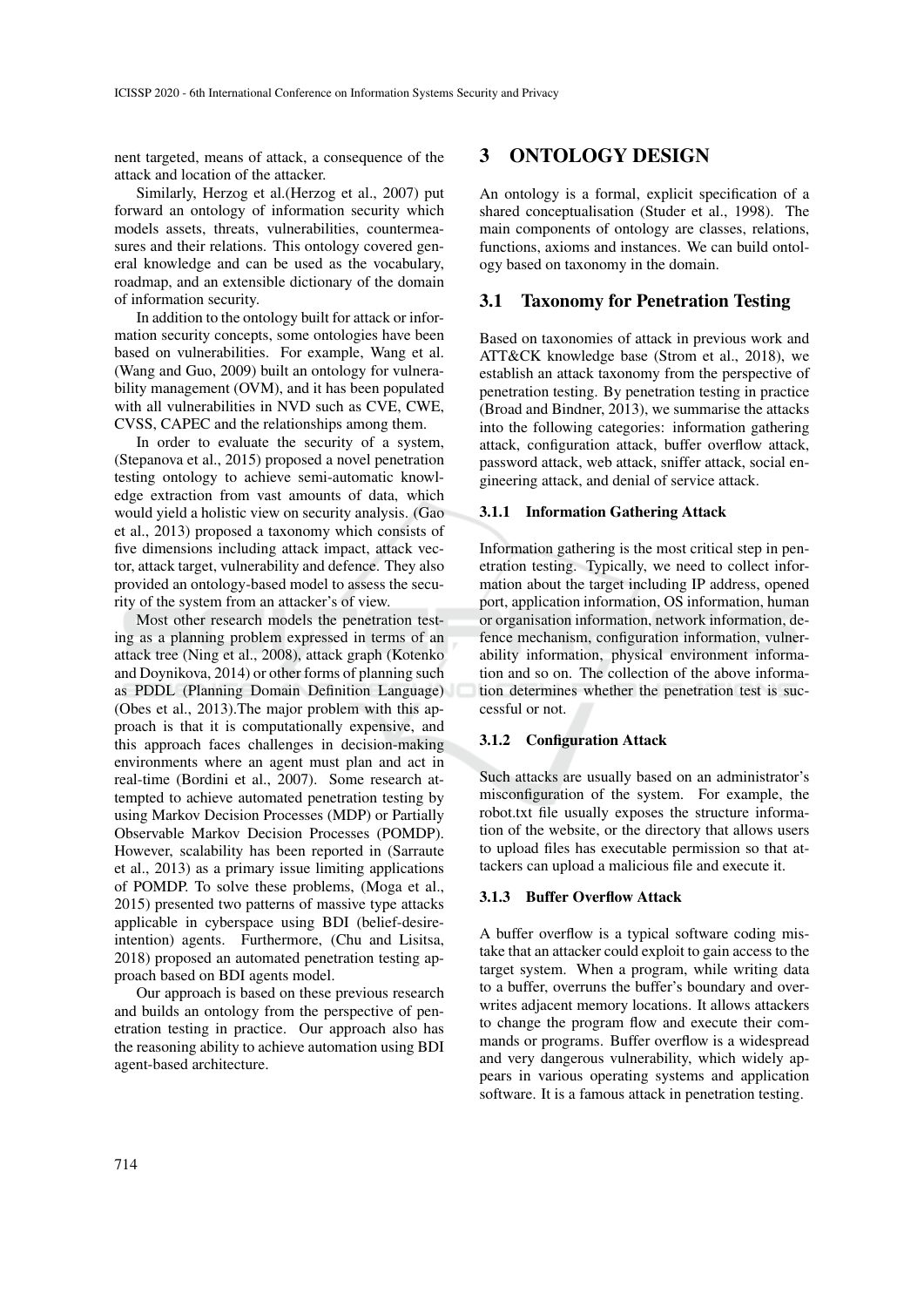nent targeted, means of attack, a consequence of the attack and location of the attacker.

Similarly, Herzog et al.(Herzog et al., 2007) put forward an ontology of information security which models assets, threats, vulnerabilities, countermeasures and their relations. This ontology covered general knowledge and can be used as the vocabulary, roadmap, and an extensible dictionary of the domain of information security.

In addition to the ontology built for attack or information security concepts, some ontologies have been based on vulnerabilities. For example, Wang et al. (Wang and Guo, 2009) built an ontology for vulnerability management (OVM), and it has been populated with all vulnerabilities in NVD such as CVE, CWE, CVSS, CAPEC and the relationships among them.

In order to evaluate the security of a system, (Stepanova et al., 2015) proposed a novel penetration testing ontology to achieve semi-automatic knowledge extraction from vast amounts of data, which would yield a holistic view on security analysis. (Gao et al., 2013) proposed a taxonomy which consists of five dimensions including attack impact, attack vector, attack target, vulnerability and defence. They also provided an ontology-based model to assess the security of the system from an attacker's of view.

Most other research models the penetration testing as a planning problem expressed in terms of an attack tree (Ning et al., 2008), attack graph (Kotenko and Doynikova, 2014) or other forms of planning such as PDDL (Planning Domain Definition Language) (Obes et al., 2013).The major problem with this approach is that it is computationally expensive, and this approach faces challenges in decision-making environments where an agent must plan and act in real-time (Bordini et al., 2007). Some research attempted to achieve automated penetration testing by using Markov Decision Processes (MDP) or Partially Observable Markov Decision Processes (POMDP). However, scalability has been reported in (Sarraute et al., 2013) as a primary issue limiting applications of POMDP. To solve these problems, (Moga et al., 2015) presented two patterns of massive type attacks applicable in cyberspace using BDI (belief-desire-intention) agents. Furthermore, (Chu and Lisitsa, 2018) proposed an automated penetration testing approach based on BDI agents model.

Our approach is based on these previous research and builds an ontology from the perspective of penetration testing in practice. Our approach also has the reasoning ability to achieve automation using BDI agent-based architecture.

# 3 ONTOLOGY DESIGN

An ontology is a formal, explicit specification of a shared conceptualisation (Studer et al., 1998). The main components of ontology are classes, relations, functions, axioms and instances. We can build ontology based on taxonomy in the domain.

## 3.1 Taxonomy for Penetration Testing

Based on taxonomies of attack in previous work and ATT&CK knowledge base (Strom et al., 2018), we establish an attack taxonomy from the perspective of penetration testing. By penetration testing in practice (Broad and Bindner, 2013), we summarise the attacks into the following categories: information gathering attack, configuration attack, buffer overflow attack, password attack, web attack, sniffer attack, social engineering attack, and denial of service attack.

### 3.1.1 Information Gathering Attack

Information gathering is the most critical step in penetration testing. Typically, we need to collect information about the target including IP address, opened port, application information, OS information, human or organisation information, network information, defence mechanism, configuration information, vulnerability information, physical environment information and so on. The collection of the above information determines whether the penetration test is successful or not.

### 3.1.2 Configuration Attack

Such attacks are usually based on an administrator's misconfiguration of the system. For example, the robot.txt file usually exposes the structure information of the website, or the directory that allows users to upload files has executable permission so that attackers can upload a malicious file and execute it.

### 3.1.3 Buffer Overflow Attack

A buffer overflow is a typical software coding mistake that an attacker could exploit to gain access to the target system. When a program, while writing data to a buffer, overruns the buffer's boundary and overwrites adjacent memory locations. It allows attackers to change the program flow and execute their commands or programs. Buffer overflow is a widespread and very dangerous vulnerability, which widely appears in various operating systems and application software. It is a famous attack in penetration testing.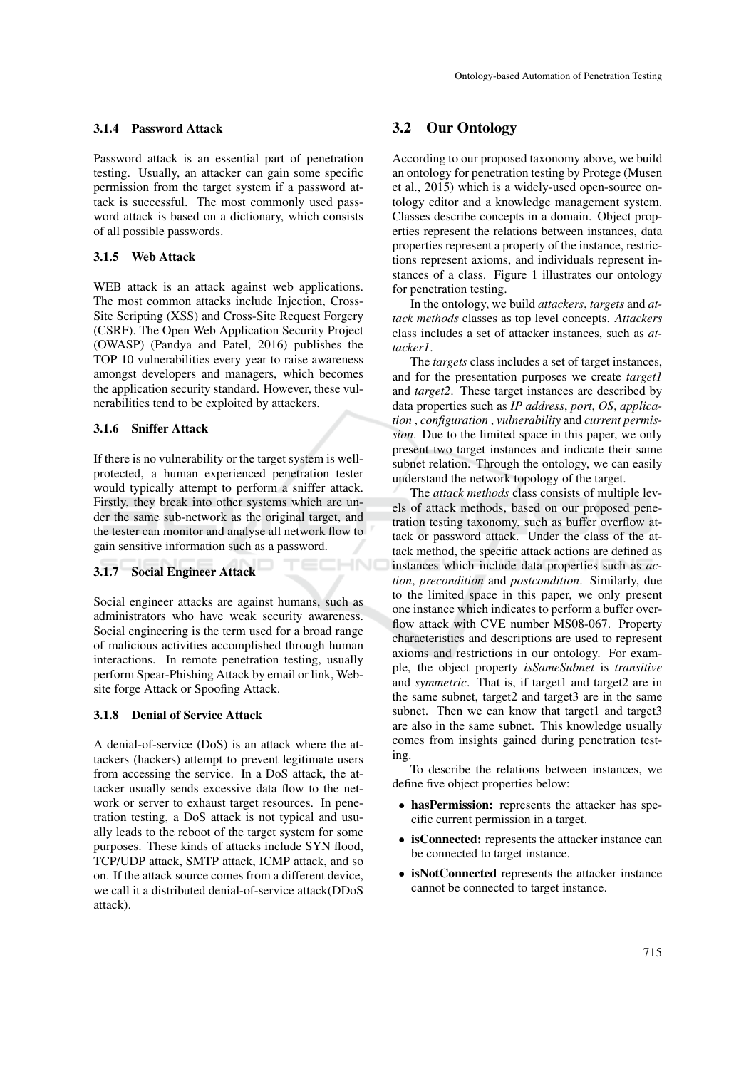#### 3.1.4 Password Attack

Password attack is an essential part of penetration testing. Usually, an attacker can gain some specific permission from the target system if a password attack is successful. The most commonly used password attack is based on a dictionary, which consists of all possible passwords.

#### 3.1.5 Web Attack

WEB attack is an attack against web applications. The most common attacks include Injection, Cross-Site Scripting (XSS) and Cross-Site Request Forgery (CSRF). The Open Web Application Security Project (OWASP) (Pandya and Patel, 2016) publishes the TOP 10 vulnerabilities every year to raise awareness amongst developers and managers, which becomes the application security standard. However, these vulnerabilities tend to be exploited by attackers.

#### 3.1.6 Sniffer Attack

If there is no vulnerability or the target system is well-protected, a human experienced penetration tester would typically attempt to perform a sniffer attack. Firstly, they break into other systems which are under the same sub-network as the original target, and the tester can monitor and analyse all network flow to gain sensitive information such as a password.

#### 3.1.7 Social Engineer Attack

Social engineer attacks are against humans, such as administrators who have weak security awareness. Social engineering is the term used for a broad range of malicious activities accomplished through human interactions. In remote penetration testing, usually perform Spear-Phishing Attack by email or link, Website forge Attack or Spoofing Attack.

#### 3.1.8 Denial of Service Attack

A denial-of-service (DoS) is an attack where the attackers (hackers) attempt to prevent legitimate users from accessing the service. In a DoS attack, the attacker usually sends excessive data flow to the network or server to exhaust target resources. In penetration testing, a DoS attack is not typical and usually leads to the reboot of the target system for some purposes. These kinds of attacks include SYN flood, TCP/UDP attack, SMTP attack, ICMP attack, and so on. If the attack source comes from a different device, we call it a distributed denial-of-service attack(DDoS attack).

### 3.2 Our Ontology

According to our proposed taxonomy above, we build an ontology for penetration testing by Protege (Musen et al., 2015) which is a widely-used open-source ontology editor and a knowledge management system. Classes describe concepts in a domain. Object properties represent the relations between instances, data properties represent a property of the instance, restrictions represent axioms, and individuals represent instances of a class. Figure 1 illustrates our ontology for penetration testing.

In the ontology, we build *attackers*, *targets* and *attack methods* classes as top level concepts. *Attackers* class includes a set of attacker instances, such as *attacker1*.

The *targets* class includes a set of target instances, and for the presentation purposes we create *target1* and *target2*. These target instances are described by data properties such as *IP address*, *port*, *OS*, *application* , *configuration* , *vulnerability* and *current permission*. Due to the limited space in this paper, we only present two target instances and indicate their same subnet relation. Through the ontology, we can easily understand the network topology of the target.

The *attack methods* class consists of multiple levels of attack methods, based on our proposed penetration testing taxonomy, such as buffer overflow attack or password attack. Under the class of the attack method, the specific attack actions are defined as instances which include data properties such as *action*, *precondition* and *postcondition*. Similarly, due to the limited space in this paper, we only present one instance which indicates to perform a buffer overflow attack with CVE number MS08-067. Property characteristics and descriptions are used to represent axioms and restrictions in our ontology. For example, the object property *isSameSubnet* is *transitive* and *symmetric*. That is, if target1 and target2 are in the same subnet, target2 and target3 are in the same subnet. Then we can know that target1 and target3 are also in the same subnet. This knowledge usually comes from insights gained during penetration testing.

To describe the relations between instances, we define five object properties below:

- **hasPermission:** represents the attacker has specific current permission in a target.
- **isConnected:** represents the attacker instance can be connected to target instance.
- **isNotConnected** represents the attacker instance cannot be connected to target instance.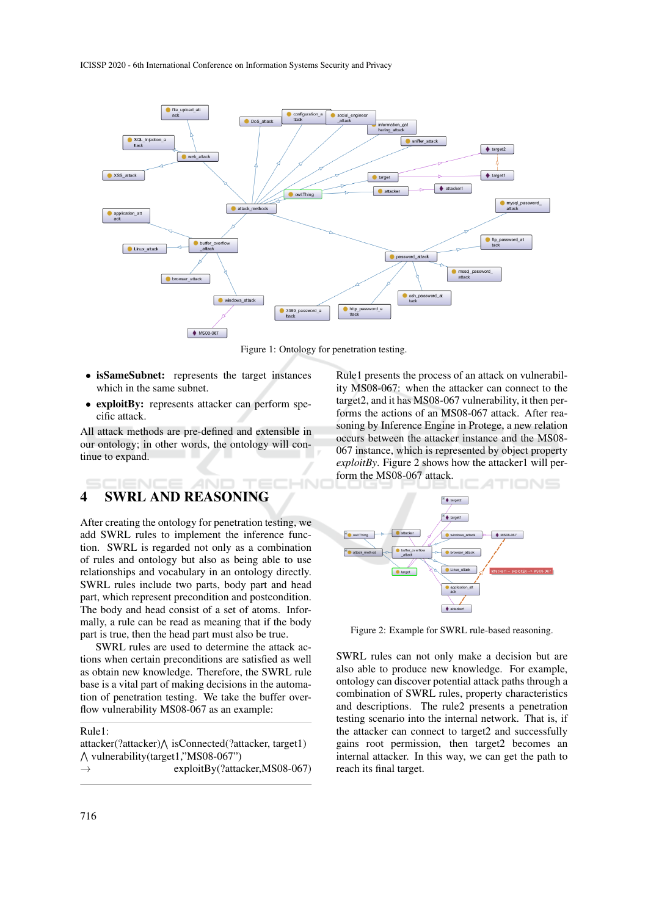Figure 1: Ontology for penetration testing.

- **isSameSubnet:** represents the target instances which in the same subnet.
- **exploitBy:** represents attacker can perform specific attack.

All attack methods are pre-defined and extensible in our ontology; in other words, the ontology will continue to expand.

## 4 SWRL AND REASONING

After creating the ontology for penetration testing, we add SWRL rules to implement the inference function. SWRL is regarded not only as a combination of rules and ontology but also as being able to use relationships and vocabulary in an ontology directly. SWRL rules include two parts, body part and head part, which represent precondition and postcondition. The body and head consist of a set of atoms. Informally, a rule can be read as meaning that if the body part is true, then the head part must also be true.

SWRL rules are used to determine the attack actions when certain preconditions are satisfied as well as obtain new knowledge. Therefore, the SWRL rule base is a vital part of making decisions in the automation of penetration testing. We take the buffer overflow vulnerability MS08-067 as an example:

Rule1:
attacker(?attacker)$\wedge$ isConnected(?attacker, target1) $\wedge$ vulnerability(target1,"MS08-067")
$\rightarrow$ exploitBy(?attacker,MS08-067)

Rule1 presents the process of an attack on vulnerability MS08-067: when the attacker can connect to the target2, and it has MS08-067 vulnerability, it then performs the actions of an MS08-067 attack. After reasoning by Inference Engine in Protege, a new relation occurs between the attacker instance and the MS08-067 instance, which is represented by object property *exploitBy*. Figure 2 shows how the attacker1 will perform the MS08-067 attack.

Figure 2: Example for SWRL rule-based reasoning.

SWRL rules can not only make a decision but are also able to produce new knowledge. For example, ontology can discover potential attack paths through a combination of SWRL rules, property characteristics and descriptions. The rule2 presents a penetration testing scenario into the internal network. That is, if the attacker can connect to target2 and successfully gains root permission, then target2 becomes an internal attacker. In this way, we can get the path to reach its final target.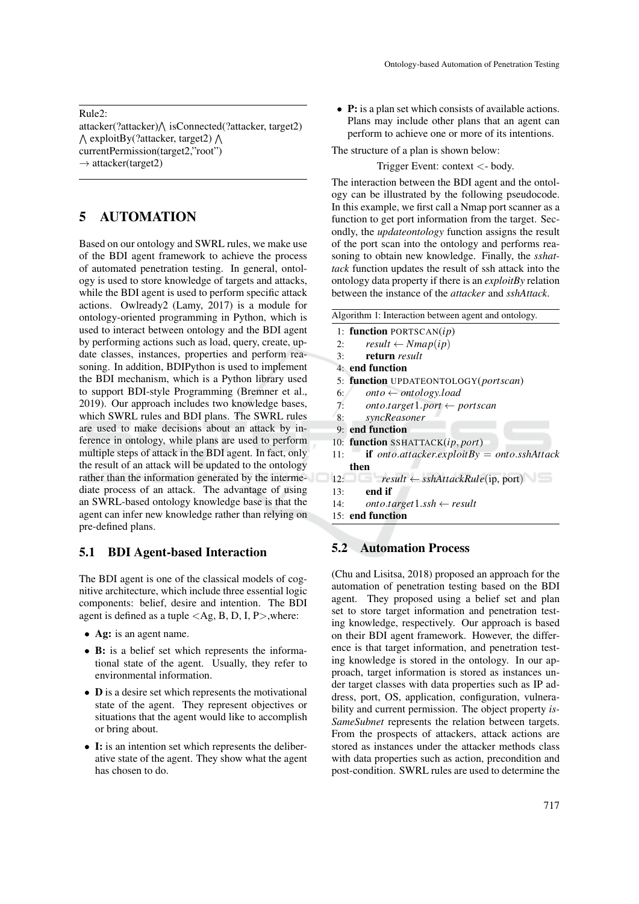Rule2:
attacker(?attacker)⋀ isConnected(?attacker, target2) ⋀ exploitBy(?attacker, target2) ⋀ currentPermission(target2,"root") → attacker(target2)

## 5 AUTOMATION

Based on our ontology and SWRL rules, we make use of the BDI agent framework to achieve the process of automated penetration testing. In general, ontology is used to store knowledge of targets and attacks, while the BDI agent is used to perform specific attack actions. Owlready2 (Lamy, 2017) is a module for ontology-oriented programming in Python, which is used to interact between ontology and the BDI agent by performing actions such as load, query, create, update classes, instances, properties and perform reasoning. In addition, BDIPython is used to implement the BDI mechanism, which is a Python library used to support BDI-style Programming (Bremner et al., 2019). Our approach includes two knowledge bases, which SWRL rules and BDI plans. The SWRL rules are used to make decisions about an attack by inference in ontology, while plans are used to perform multiple steps of attack in the BDI agent. In fact, only the result of an attack will be updated to the ontology rather than the information generated by the intermediate process of an attack. The advantage of using an SWRL-based ontology knowledge base is that the agent can infer new knowledge rather than relying on pre-defined plans.

### 5.1 BDI Agent-based Interaction

The BDI agent is one of the classical models of cognitive architecture, which include three essential logic components: belief, desire and intention. The BDI agent is defined as a tuple <Ag, B, D, I, P>,where:

- **Ag:** is an agent name.
- **B:** is a belief set which represents the informational state of the agent. Usually, they refer to environmental information.
- **D** is a desire set which represents the motivational state of the agent. They represent objectives or situations that the agent would like to accomplish or bring about.
- **I:** is an intention set which represents the deliberative state of the agent. They show what the agent has chosen to do.
- **P:** is a plan set which consists of available actions. Plans may include other plans that an agent can perform to achieve one or more of its intentions.

The structure of a plan is shown below:

Trigger Event: context <- body.

The interaction between the BDI agent and the ontology can be illustrated by the following pseudocode. In this example, we first call a Nmap port scanner as a function to get port information from the target. Secondly, the *updateontology* function assigns the result of the port scan into the ontology and performs reasoning to obtain new knowledge. Finally, the *sshattack* function updates the result of ssh attack into the ontology data property if there is an *exploitBy* relation between the instance of the *attacker* and *sshAttack*.

Algorithm 1: Interaction between agent and ontology.

```
1:  function PORTSCAN(ip)
2:      result ← Nmap(ip)
3:      return result
4:  end function
5:  function UPDATEONTOLOGY(portscan)
6:      onto ← ontology.load
7:      onto.target1.port ← portscan
8:      syncReasoner
9:  end function
10: function SSHATTACK(ip, port)
11:     if onto.attacker.exploitBy = onto.sshAttack then
12:         result ← sshAttackRule(ip, port)
13:     end if
14:     onto.target1.ssh ← result
15: end function
```

### 5.2 Automation Process

(Chu and Lisitsa, 2018) proposed an approach for the automation of penetration testing based on the BDI agent. They proposed using a belief set and plan set to store target information and penetration testing knowledge, respectively. Our approach is based on their BDI agent framework. However, the difference is that target information, and penetration testing knowledge is stored in the ontology. In our approach, target information is stored as instances under target classes with data properties such as IP address, port, OS, application, configuration, vulnerability and current permission. The object property *isSameSubnet* represents the relation between targets. From the prospects of attackers, attack actions are stored as instances under the attacker methods class with data properties such as action, precondition and post-condition. SWRL rules are used to determine the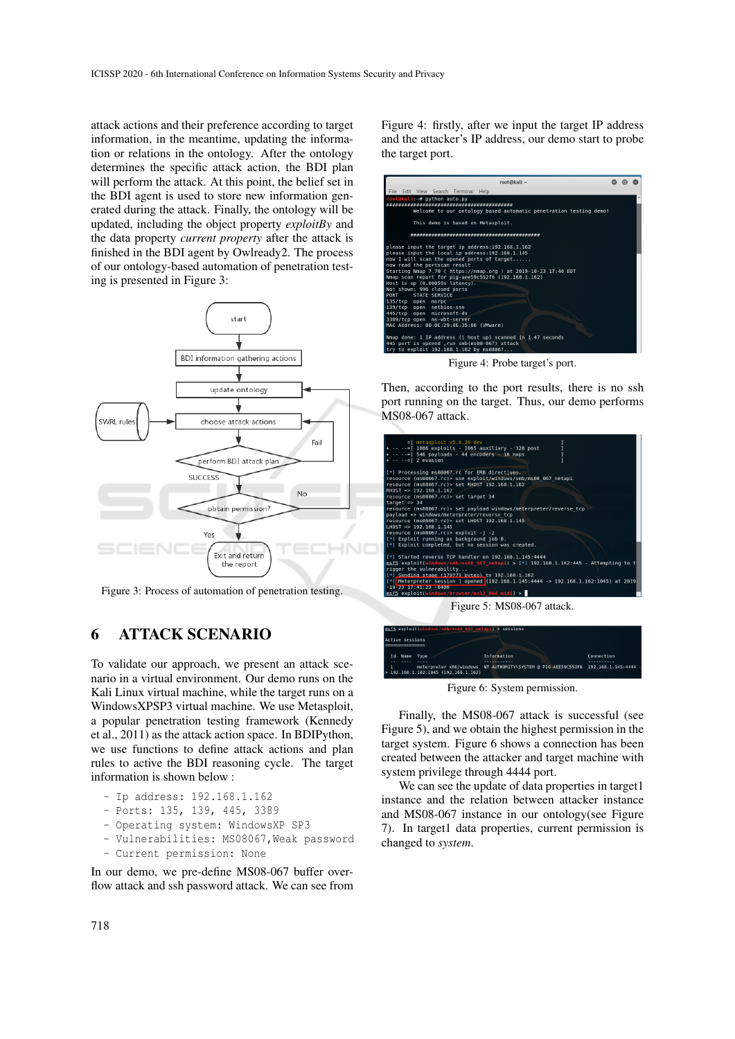attack actions and their preference according to target information, in the meantime, updating the information or relations in the ontology. After the ontology determines the specific attack action, the BDI plan will perform the attack. At this point, the belief set in the BDI agent is used to store new information generated during the attack. Finally, the ontology will be updated, including the object property *exploitBy* and the data property *current property* after the attack is finished in the BDI agent by Owlready2. The process of our ontology-based automation of penetration testing is presented in Figure 3:

Figure 3: Process of automation of penetration testing.

## 6 ATTACK SCENARIO

To validate our approach, we present an attack scenario in a virtual environment. Our demo runs on the Kali Linux virtual machine, while the target runs on a WindowsXPSP3 virtual machine. We use Metasploit, a popular penetration testing framework (Kennedy et al., 2011) as the attack action space. In BDIPython, we use functions to define attack actions and plan rules to active the BDI reasoning cycle. The target information is shown below :

```
- Ip address: 192.168.1.162
- Ports: 135, 139, 445, 3389
- Operating system: WindowsXP SP3
- Vulnerabilities: MS08067,Weak password
- Current permission: None
```

In our demo, we pre-define MS08-067 buffer overflow attack and ssh password attack. We can see from Figure 4: firstly, after we input the target IP address and the attacker's IP address, our demo start to probe the target port.

Figure 4: Probe target's port.

Then, according to the port results, there is no ssh port running on the target. Thus, our demo performs MS08-067 attack.

Figure 5: MS08-067 attack.

Figure 6: System permission.

Finally, the MS08-067 attack is successful (see Figure 5), and we obtain the highest permission in the target system. Figure 6 shows a connection has been created between the attacker and target machine with system privilege through 4444 port.

We can see the update of data properties in target1 instance and the relation between attacker instance and MS08-067 instance in our ontology(see Figure 7). In target1 data properties, current permission is changed to *system*.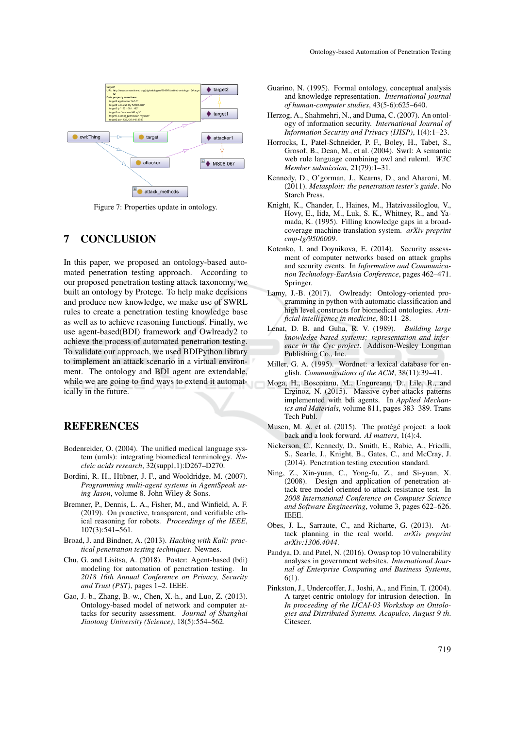Figure 7: Properties update in ontology.

## 7 CONCLUSION

In this paper, we proposed an ontology-based automated penetration testing approach. According to our proposed penetration testing attack taxonomy, we built an ontology by Protege. To help make decisions and produce new knowledge, we make use of SWRL rules to create a penetration testing knowledge base as well as to achieve reasoning functions. Finally, we use agent-based(BDI) framework and Owlready2 to achieve the process of automated penetration testing. To validate our approach, we used BDIPython library to implement an attack scenario in a virtual environment. The ontology and BDI agent are extendable, while we are going to find ways to extend it automatically in the future.

## REFERENCES

Bodenreider, O. (2004). The unified medical language system (umls): integrating biomedical terminology. *Nucleic acids research*, 32(suppl_1):D267–D270.

Bordini, R. H., Hübner, J. F., and Wooldridge, M. (2007). *Programming multi-agent systems in AgentSpeak using Jason*, volume 8. John Wiley & Sons.

Bremner, P., Dennis, L. A., Fisher, M., and Winfield, A. F. (2019). On proactive, transparent, and verifiable ethical reasoning for robots. *Proceedings of the IEEE*, 107(3):541–561.

Broad, J. and Bindner, A. (2013). *Hacking with Kali: practical penetration testing techniques*. Newnes.

Chu, G. and Lisitsa, A. (2018). Poster: Agent-based (bdi) modeling for automation of penetration testing. In *2018 16th Annual Conference on Privacy, Security and Trust (PST)*, pages 1–2. IEEE.

Gao, J.-b., Zhang, B.-w., Chen, X.-h., and Luo, Z. (2013). Ontology-based model of network and computer attacks for security assessment. *Journal of Shanghai Jiaotong University (Science)*, 18(5):554–562.

Guarino, N. (1995). Formal ontology, conceptual analysis and knowledge representation. *International journal of human-computer studies*, 43(5-6):625–640.

Herzog, A., Shahmehri, N., and Duma, C. (2007). An ontology of information security. *International Journal of Information Security and Privacy (IJISP)*, 1(4):1–23.

Horrocks, I., Patel-Schneider, P. F., Boley, H., Tabet, S., Grosof, B., Dean, M., et al. (2004). Swrl: A semantic web rule language combining owl and ruleml. *W3C Member submission*, 21(79):1–31.

Kennedy, D., O'gorman, J., Kearns, D., and Aharoni, M. (2011). *Metasploit: the penetration tester's guide*. No Starch Press.

Knight, K., Chander, I., Haines, M., Hatzivassiloglou, V., Hovy, E., Iida, M., Luk, S. K., Whitney, R., and Yamada, K. (1995). Filling knowledge gaps in a broad-coverage machine translation system. *arXiv preprint cmp-lg/9506009*.

Kotenko, I. and Doynikova, E. (2014). Security assessment of computer networks based on attack graphs and security events. In *Information and Communication Technology-EurAsia Conference*, pages 462–471. Springer.

Lamy, J.-B. (2017). Owlready: Ontology-oriented programming in python with automatic classification and high level constructs for biomedical ontologies. *Artificial intelligence in medicine*, 80:11–28.

Lenat, D. B. and Guha, R. V. (1989). *Building large knowledge-based systems; representation and inference in the Cyc project*. Addison-Wesley Longman Publishing Co., Inc.

Miller, G. A. (1995). Wordnet: a lexical database for english. *Communications of the ACM*, 38(11):39–41.

Moga, H., Boscoianu, M., Ungureanu, D., Lile, R., and Erginoz, N. (2015). Massive cyber-attacks patterns implemented with bdi agents. In *Applied Mechanics and Materials*, volume 811, pages 383–389. Trans Tech Publ.

Musen, M. A. et al. (2015). The protégé project: a look back and a look forward. *AI matters*, 1(4):4.

Nickerson, C., Kennedy, D., Smith, E., Rabie, A., Friedli, S., Searle, J., Knight, B., Gates, C., and McCray, J. (2014). Penetration testing execution standard.

Ning, Z., Xin-yuan, C., Yong-fu, Z., and Si-yuan, X. (2008). Design and application of penetration attack tree model oriented to attack resistance test. In *2008 International Conference on Computer Science and Software Engineering*, volume 3, pages 622–626. IEEE.

Obes, J. L., Sarraute, C., and Richarte, G. (2013). Attack planning in the real world. *arXiv preprint arXiv:1306.4044*.

Pandya, D. and Patel, N. (2016). Owasp top 10 vulnerability analyses in government websites. *International Journal of Enterprise Computing and Business Systems*, 6(1).

Pinkston, J., Undercoffer, J., Joshi, A., and Finin, T. (2004). A target-centric ontology for intrusion detection. In *In proceeding of the IJCAI-03 Workshop on Ontologies and Distributed Systems. Acapulco, August 9 th*. Citeseer.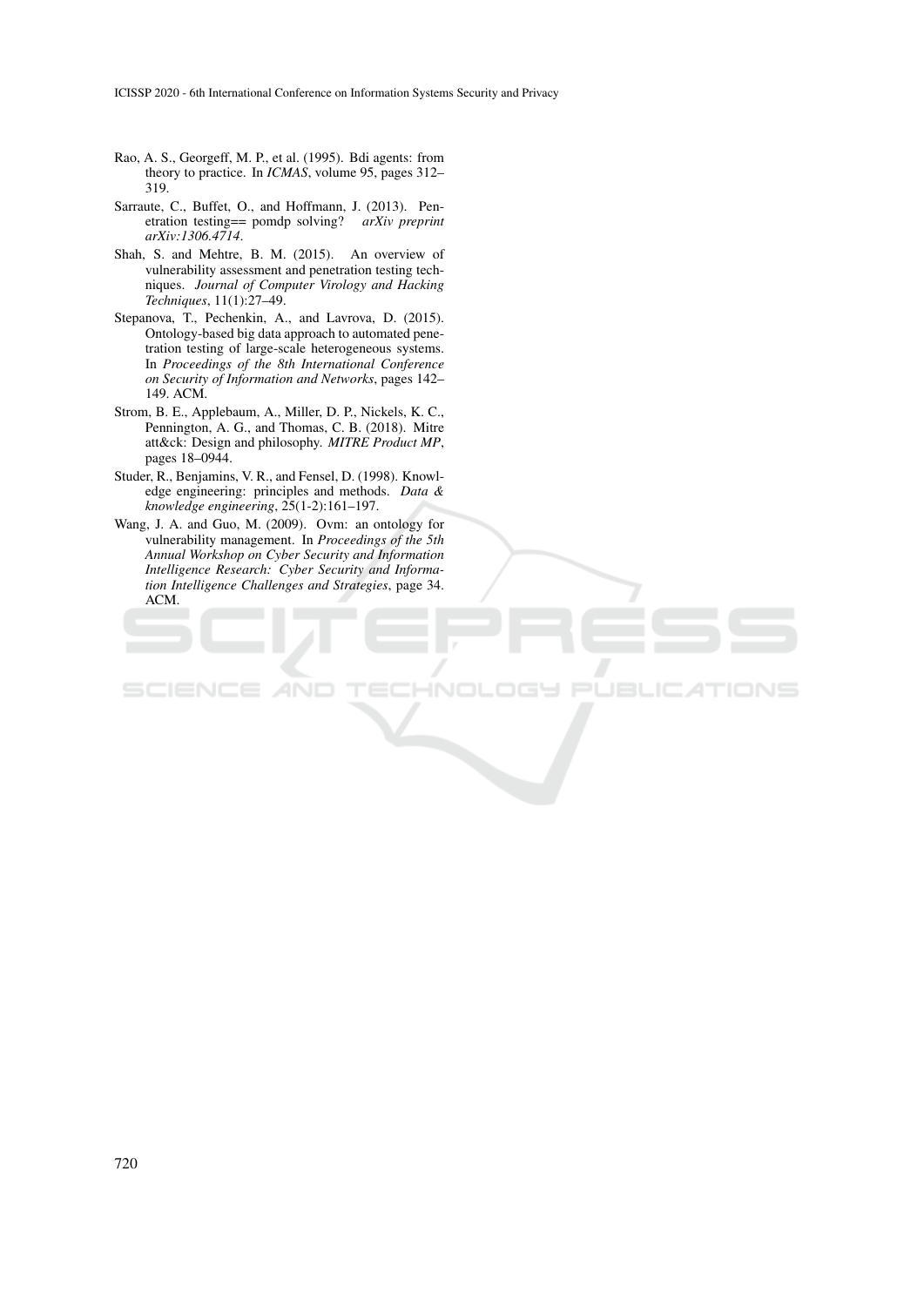Rao, A. S., Georgeff, M. P., et al. (1995). Bdi agents: from theory to practice. In *ICMAS*, volume 95, pages 312–319.

Sarraute, C., Buffet, O., and Hoffmann, J. (2013). Penetration testing== pomdp solving? *arXiv preprint arXiv:1306.4714*.

Shah, S. and Mehtre, B. M. (2015). An overview of vulnerability assessment and penetration testing techniques. *Journal of Computer Virology and Hacking Techniques*, 11(1):27–49.

Stepanova, T., Pechenkin, A., and Lavrova, D. (2015). Ontology-based big data approach to automated penetration testing of large-scale heterogeneous systems. In *Proceedings of the 8th International Conference on Security of Information and Networks*, pages 142–149. ACM.

Strom, B. E., Applebaum, A., Miller, D. P., Nickels, K. C., Pennington, A. G., and Thomas, C. B. (2018). Mitre att&ck: Design and philosophy. *MITRE Product MP*, pages 18–0944.

Studer, R., Benjamins, V. R., and Fensel, D. (1998). Knowledge engineering: principles and methods. *Data & knowledge engineering*, 25(1-2):161–197.

Wang, J. A. and Guo, M. (2009). Ovm: an ontology for vulnerability management. In *Proceedings of the 5th Annual Workshop on Cyber Security and Information Intelligence Research: Cyber Security and Information Intelligence Challenges and Strategies*, page 34. ACM.